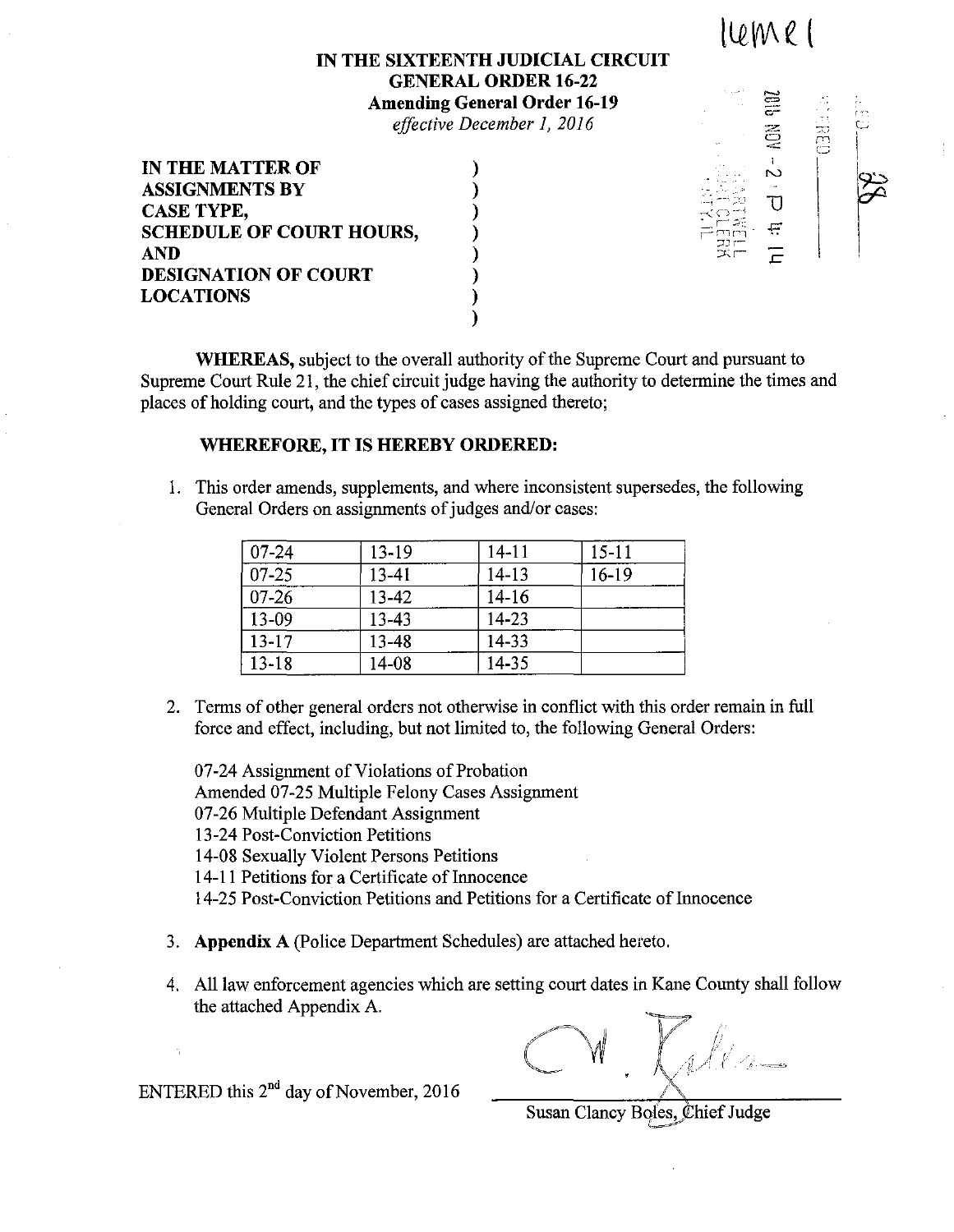lemel

**IN THE SIXTEENTH JUDICIAL CIRCUIT**
**GENERAL ORDER 16-22**
**Amending General Order 16-19**
*effective December 1, 2016*

2016 NOV -2 P 4: 14

**IN THE MATTER OF**
**ASSIGNMENTS BY**
**CASE TYPE,**
**SCHEDULE OF COURT HOURS,**
**AND**
**DESIGNATION OF COURT**
**LOCATIONS**

**WHEREAS,** subject to the overall authority of the Supreme Court and pursuant to Supreme Court Rule 21, the chief circuit judge having the authority to determine the times and places of holding court, and the types of cases assigned thereto;

**WHEREFORE, IT IS HEREBY ORDERED:**

1. This order amends, supplements, and where inconsistent supersedes, the following General Orders on assignments of judges and/or cases:

| | | | |
|---|---|---|---|
| 07-24 | 13-19 | 14-11 | 15-11 |
| 07-25 | 13-41 | 14-13 | 16-19 |
| 07-26 | 13-42 | 14-16 | |
| 13-09 | 13-43 | 14-23 | |
| 13-17 | 13-48 | 14-33 | |
| 13-18 | 14-08 | 14-35 | |

2. Terms of other general orders not otherwise in conflict with this order remain in full force and effect, including, but not limited to, the following General Orders:

   07-24 Assignment of Violations of Probation
   Amended 07-25 Multiple Felony Cases Assignment
   07-26 Multiple Defendant Assignment
   13-24 Post-Conviction Petitions
   14-08 Sexually Violent Persons Petitions
   14-11 Petitions for a Certificate of Innocence
   14-25 Post-Conviction Petitions and Petitions for a Certificate of Innocence

3. **Appendix A** (Police Department Schedules) are attached hereto.

4. All law enforcement agencies which are setting court dates in Kane County shall follow the attached Appendix A.

ENTERED this 2nd day of November, 2016

Susan Clancy Boles, Chief Judge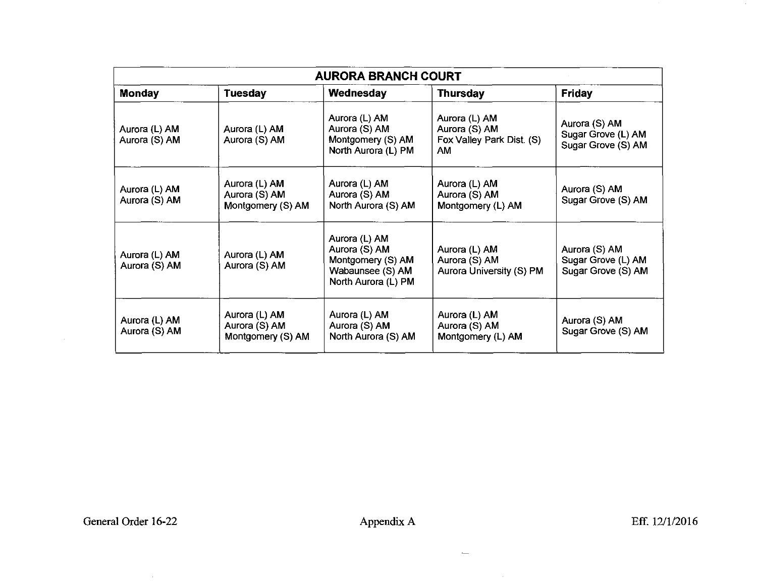| AURORA BRANCH COURT | | | | |
|---|---|---|---|---|
| **Monday** | **Tuesday** | **Wednesday** | **Thursday** | **Friday** |
| Aurora (L) AM<br>Aurora (S) AM | Aurora (L) AM<br>Aurora (S) AM | Aurora (L) AM<br>Aurora (S) AM<br>Montgomery (S) AM<br>North Aurora (L) PM | Aurora (L) AM<br>Aurora (S) AM<br>Fox Valley Park Dist. (S) AM | Aurora (S) AM<br>Sugar Grove (L) AM<br>Sugar Grove (S) AM |
| Aurora (L) AM<br>Aurora (S) AM | Aurora (L) AM<br>Aurora (S) AM<br>Montgomery (S) AM | Aurora (L) AM<br>Aurora (S) AM<br>North Aurora (S) AM | Aurora (L) AM<br>Aurora (S) AM<br>Montgomery (L) AM | Aurora (S) AM<br>Sugar Grove (S) AM |
| Aurora (L) AM<br>Aurora (S) AM | Aurora (L) AM<br>Aurora (S) AM | Aurora (L) AM<br>Aurora (S) AM<br>Montgomery (S) AM<br>Wabaunsee (S) AM<br>North Aurora (L) PM | Aurora (L) AM<br>Aurora (S) AM<br>Aurora University (S) PM | Aurora (S) AM<br>Sugar Grove (L) AM<br>Sugar Grove (S) AM |
| Aurora (L) AM<br>Aurora (S) AM | Aurora (L) AM<br>Aurora (S) AM<br>Montgomery (S) AM | Aurora (L) AM<br>Aurora (S) AM<br>North Aurora (S) AM | Aurora (L) AM<br>Aurora (S) AM<br>Montgomery (L) AM | Aurora (S) AM<br>Sugar Grove (S) AM |

General Order 16-22 Appendix A Eff. 12/1/2016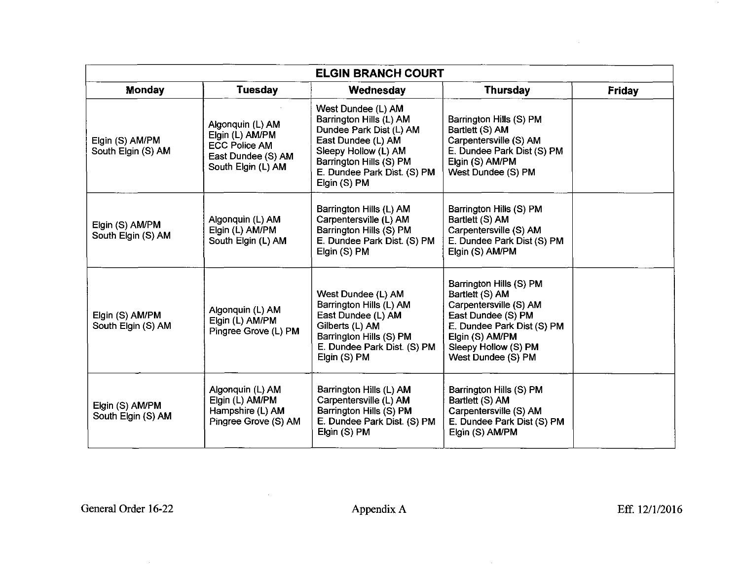| ELGIN BRANCH COURT | | | | |
|---|---|---|---|---|
| **Monday** | **Tuesday** | **Wednesday** | **Thursday** | **Friday** |
| Elgin (S) AM/PM<br>South Elgin (S) AM | Algonquin (L) AM<br>Elgin (L) AM/PM<br>ECC Police AM<br>East Dundee (S) AM<br>South Elgin (L) AM | West Dundee (L) AM<br>Barrington Hills (L) AM<br>Dundee Park Dist (L) AM<br>East Dundee (L) AM<br>Sleepy Hollow (L) AM<br>Barrington Hills (S) PM<br>E. Dundee Park Dist. (S) PM<br>Elgin (S) PM | Barrington Hills (S) PM<br>Bartlett (S) AM<br>Carpentersville (S) AM<br>E. Dundee Park Dist (S) PM<br>Elgin (S) AM/PM<br>West Dundee (S) PM | |
| Elgin (S) AM/PM<br>South Elgin (S) AM | Algonquin (L) AM<br>Elgin (L) AM/PM<br>South Elgin (L) AM | Barrington Hills (L) AM<br>Carpentersville (L) AM<br>Barrington Hills (S) PM<br>E. Dundee Park Dist. (S) PM<br>Elgin (S) PM | Barrington Hills (S) PM<br>Bartlett (S) AM<br>Carpentersville (S) AM<br>E. Dundee Park Dist (S) PM<br>Elgin (S) AM/PM | |
| Elgin (S) AM/PM<br>South Elgin (S) AM | Algonquin (L) AM<br>Elgin (L) AM/PM<br>Pingree Grove (L) PM | West Dundee (L) AM<br>Barrington Hills (L) AM<br>East Dundee (L) AM<br>Gilberts (L) AM<br>Barrington Hills (S) PM<br>E. Dundee Park Dist. (S) PM<br>Elgin (S) PM | Barrington Hills (S) PM<br>Bartlett (S) AM<br>Carpentersville (S) AM<br>East Dundee (S) PM<br>E. Dundee Park Dist (S) PM<br>Elgin (S) AM/PM<br>Sleepy Hollow (S) PM<br>West Dundee (S) PM | |
| Elgin (S) AM/PM<br>South Elgin (S) AM | Algonquin (L) AM<br>Elgin (L) AM/PM<br>Hampshire (L) AM<br>Pingree Grove (S) AM | Barrington Hills (L) AM<br>Carpentersville (L) AM<br>Barrington Hills (S) PM<br>E. Dundee Park Dist. (S) PM<br>Elgin (S) PM | Barrington Hills (S) PM<br>Bartlett (S) AM<br>Carpentersville (S) AM<br>E. Dundee Park Dist (S) PM<br>Elgin (S) AM/PM | |

General Order 16-22 | Appendix A | Eff. 12/1/2016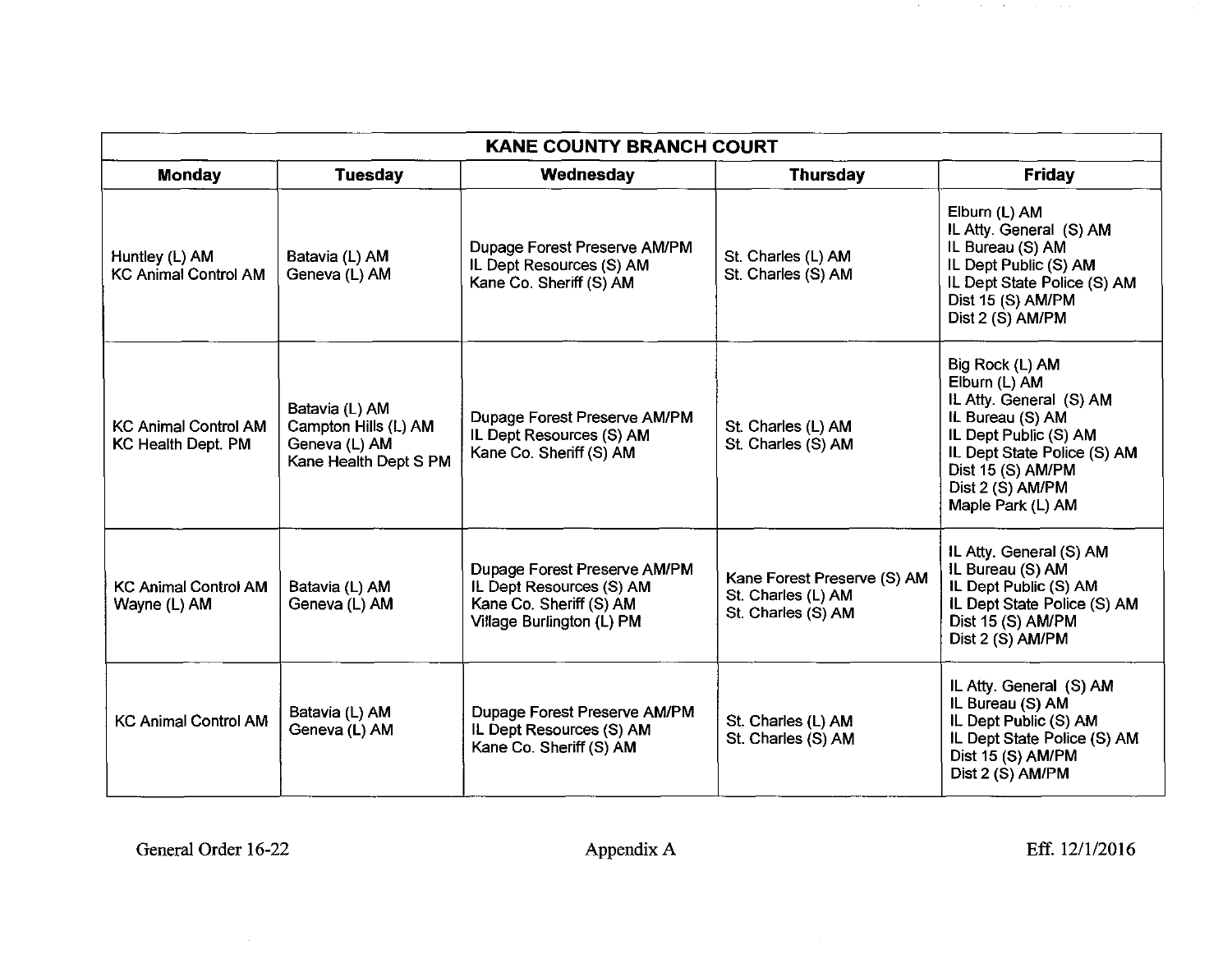| KANE COUNTY BRANCH COURT | | | | |
|---|---|---|---|---|
| **Monday** | **Tuesday** | **Wednesday** | **Thursday** | **Friday** |
| Huntley (L) AM<br>KC Animal Control AM | Batavia (L) AM<br>Geneva (L) AM | Dupage Forest Preserve AM/PM<br>IL Dept Resources (S) AM<br>Kane Co. Sheriff (S) AM | St. Charles (L) AM<br>St. Charles (S) AM | Elburn (L) AM<br>IL Atty. General (S) AM<br>IL Bureau (S) AM<br>IL Dept Public (S) AM<br>IL Dept State Police (S) AM<br>Dist 15 (S) AM/PM<br>Dist 2 (S) AM/PM |
| KC Animal Control AM<br>KC Health Dept. PM | Batavia (L) AM<br>Campton Hills (L) AM<br>Geneva (L) AM<br>Kane Health Dept S PM | Dupage Forest Preserve AM/PM<br>IL Dept Resources (S) AM<br>Kane Co. Sheriff (S) AM | St. Charles (L) AM<br>St. Charles (S) AM | Big Rock (L) AM<br>Elburn (L) AM<br>IL Atty. General (S) AM<br>IL Bureau (S) AM<br>IL Dept Public (S) AM<br>IL Dept State Police (S) AM<br>Dist 15 (S) AM/PM<br>Dist 2 (S) AM/PM<br>Maple Park (L) AM |
| KC Animal Control AM<br>Wayne (L) AM | Batavia (L) AM<br>Geneva (L) AM | Dupage Forest Preserve AM/PM<br>IL Dept Resources (S) AM<br>Kane Co. Sheriff (S) AM<br>Village Burlington (L) PM | Kane Forest Preserve (S) AM<br>St. Charles (L) AM<br>St. Charles (S) AM | IL Atty. General (S) AM<br>IL Bureau (S) AM<br>IL Dept Public (S) AM<br>IL Dept State Police (S) AM<br>Dist 15 (S) AM/PM<br>Dist 2 (S) AM/PM |
| KC Animal Control AM | Batavia (L) AM<br>Geneva (L) AM | Dupage Forest Preserve AM/PM<br>IL Dept Resources (S) AM<br>Kane Co. Sheriff (S) AM | St. Charles (L) AM<br>St. Charles (S) AM | IL Atty. General (S) AM<br>IL Bureau (S) AM<br>IL Dept Public (S) AM<br>IL Dept State Police (S) AM<br>Dist 15 (S) AM/PM<br>Dist 2 (S) AM/PM |

General Order 16-22 Appendix A Eff. 12/1/2016